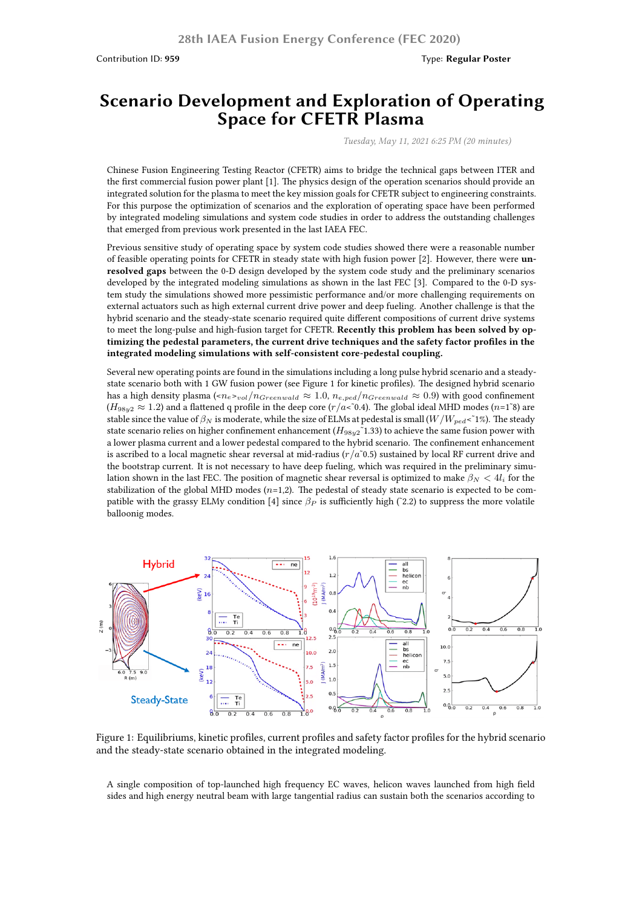Contribution ID: **959**

Type: **Regular Poster**

# Scenario Development and Exploration of Operating Space for CFETR Plasma

*Tuesday, May 11, 2021 6:25 PM (20 minutes)*

Chinese Fusion Engineering Testing Reactor (CFETR) aims to bridge the technical gaps between ITER and the first commercial fusion power plant [1]. The physics design of the operation scenarios should provide an integrated solution for the plasma to meet the key mission goals for CFETR subject to engineering constraints. For this purpose the optimization of scenarios and the exploration of operating space have been performed by integrated modeling simulations and system code studies in order to address the outstanding challenges that emerged from previous work presented in the last IAEA FEC.

Previous sensitive study of operating space by system code studies showed there were a reasonable number of feasible operating points for CFETR in steady state with high fusion power [2]. However, there were **unresolved gaps** between the 0-D design developed by the system code study and the preliminary scenarios developed by the integrated modeling simulations as shown in the last FEC [3]. Compared to the 0-D system study the simulations showed more pessimistic performance and/or more challenging requirements on external actuators such as high external current drive power and deep fueling. Another challenge is that the hybrid scenario and the steady-state scenario required quite different compositions of current drive systems to meet the long-pulse and high-fusion target for CFETR. **Recently this problem has been solved by optimizing the pedestal parameters, the current drive techniques and the safety factor profiles in the integrated modeling simulations with self-consistent core-pedestal coupling.**

Several new operating points are found in the simulations including a long pulse hybrid scenario and a steady-state scenario both with 1 GW fusion power (see Figure 1 for kinetic profiles). The designed hybrid scenario has a high density plasma ($<n_e>_{vol}/n_{Greenwald} \approx 1.0$, $n_{e,ped}/n_{Greenwald} \approx 0.9$) with good confinement ($H_{98y2} \approx 1.2$) and a flattened q profile in the deep core ($r/a$<~0.4). The global ideal MHD modes ($n$=1~8) are stable since the value of $\beta_N$ is moderate, while the size of ELMs at pedestal is small ($W/W_{ped}$<~1%). The steady state scenario relies on higher confinement enhancement ($H_{98y2}$~1.33) to achieve the same fusion power with a lower plasma current and a lower pedestal compared to the hybrid scenario. The confinement enhancement is ascribed to a local magnetic shear reversal at mid-radius ($r/a$~0.5) sustained by local RF current drive and the bootstrap current. It is not necessary to have deep fueling, which was required in the preliminary simulation shown in the last FEC. The position of magnetic shear reversal is optimized to make $\beta_N < 4l_i$ for the stabilization of the global MHD modes ($n$=1,2). The pedestal of steady state scenario is expected to be compatible with the grassy ELMy condition [4] since $\beta_P$ is sufficiently high (~2.2) to suppress the more volatile balloonig modes.

Figure 1: Equilibriums, kinetic profiles, current profiles and safety factor profiles for the hybrid scenario and the steady-state scenario obtained in the integrated modeling.

A single composition of top-launched high frequency EC waves, helicon waves launched from high field sides and high energy neutral beam with large tangential radius can sustain both the scenarios according to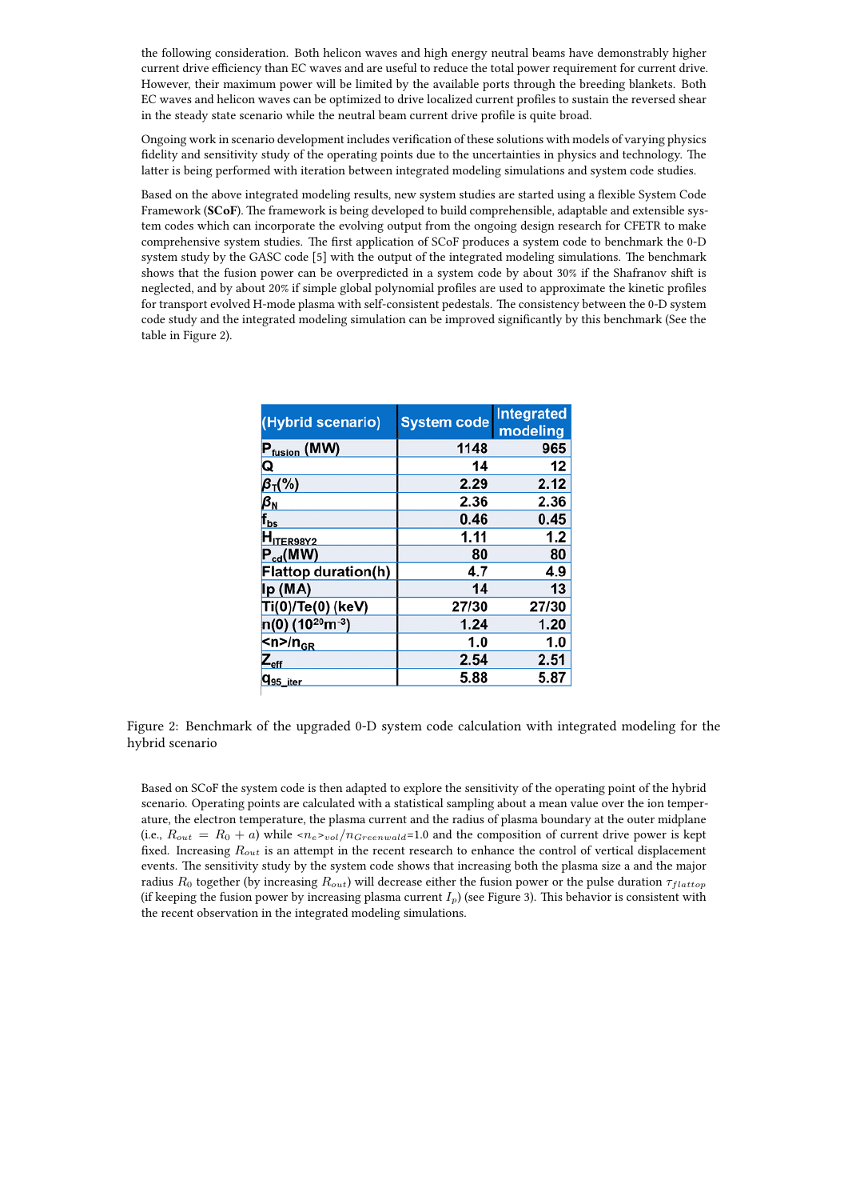the following consideration. Both helicon waves and high energy neutral beams have demonstrably higher current drive efficiency than EC waves and are useful to reduce the total power requirement for current drive. However, their maximum power will be limited by the available ports through the breeding blankets. Both EC waves and helicon waves can be optimized to drive localized current profiles to sustain the reversed shear in the steady state scenario while the neutral beam current drive profile is quite broad.

Ongoing work in scenario development includes verification of these solutions with models of varying physics fidelity and sensitivity study of the operating points due to the uncertainties in physics and technology. The latter is being performed with iteration between integrated modeling simulations and system code studies.

Based on the above integrated modeling results, new system studies are started using a flexible System Code Framework (**SCoF**). The framework is being developed to build comprehensible, adaptable and extensible system codes which can incorporate the evolving output from the ongoing design research for CFETR to make comprehensive system studies. The first application of SCoF produces a system code to benchmark the 0-D system study by the GASC code [5] with the output of the integrated modeling simulations. The benchmark shows that the fusion power can be overpredicted in a system code by about 30% if the Shafranov shift is neglected, and by about 20% if simple global polynomial profiles are used to approximate the kinetic profiles for transport evolved H-mode plasma with self-consistent pedestals. The consistency between the 0-D system code study and the integrated modeling simulation can be improved significantly by this benchmark (See the table in Figure 2).

| (Hybrid scenario) | System code | Integrated modeling |
|---|---|---|
| $P_{fusion}$ (MW) | 1148 | 965 |
| Q | 14 | 12 |
| $\beta_T$(%) | 2.29 | 2.12 |
| $\beta_N$ | 2.36 | 2.36 |
| $f_{bs}$ | 0.46 | 0.45 |
| $H_{ITER98Y2}$ | 1.11 | 1.2 |
| $P_{cd}$(MW) | 80 | 80 |
| Flattop duration(h) | 4.7 | 4.9 |
| Ip (MA) | 14 | 13 |
| Ti(0)/Te(0) (keV) | 27/30 | 27/30 |
| n(0) ($10^{20}m^{-3}$) | 1.24 | 1.20 |
| $\langle n\rangle/n_{GR}$ | 1.0 | 1.0 |
| $Z_{eff}$ | 2.54 | 2.51 |
| $q_{95\_iter}$ | 5.88 | 5.87 |

Figure 2: Benchmark of the upgraded 0-D system code calculation with integrated modeling for the hybrid scenario

Based on SCoF the system code is then adapted to explore the sensitivity of the operating point of the hybrid scenario. Operating points are calculated with a statistical sampling about a mean value over the ion temperature, the electron temperature, the plasma current and the radius of plasma boundary at the outer midplane (i.e., $R_{out} = R_0 + a$) while $\langle n_e \rangle_{vol}/n_{Greenwald}$=1.0 and the composition of current drive power is kept fixed. Increasing $R_{out}$ is an attempt in the recent research to enhance the control of vertical displacement events. The sensitivity study by the system code shows that increasing both the plasma size a and the major radius $R_0$ together (by increasing $R_{out}$) will decrease either the fusion power or the pulse duration $\tau_{flattop}$ (if keeping the fusion power by increasing plasma current $I_p$) (see Figure 3). This behavior is consistent with the recent observation in the integrated modeling simulations.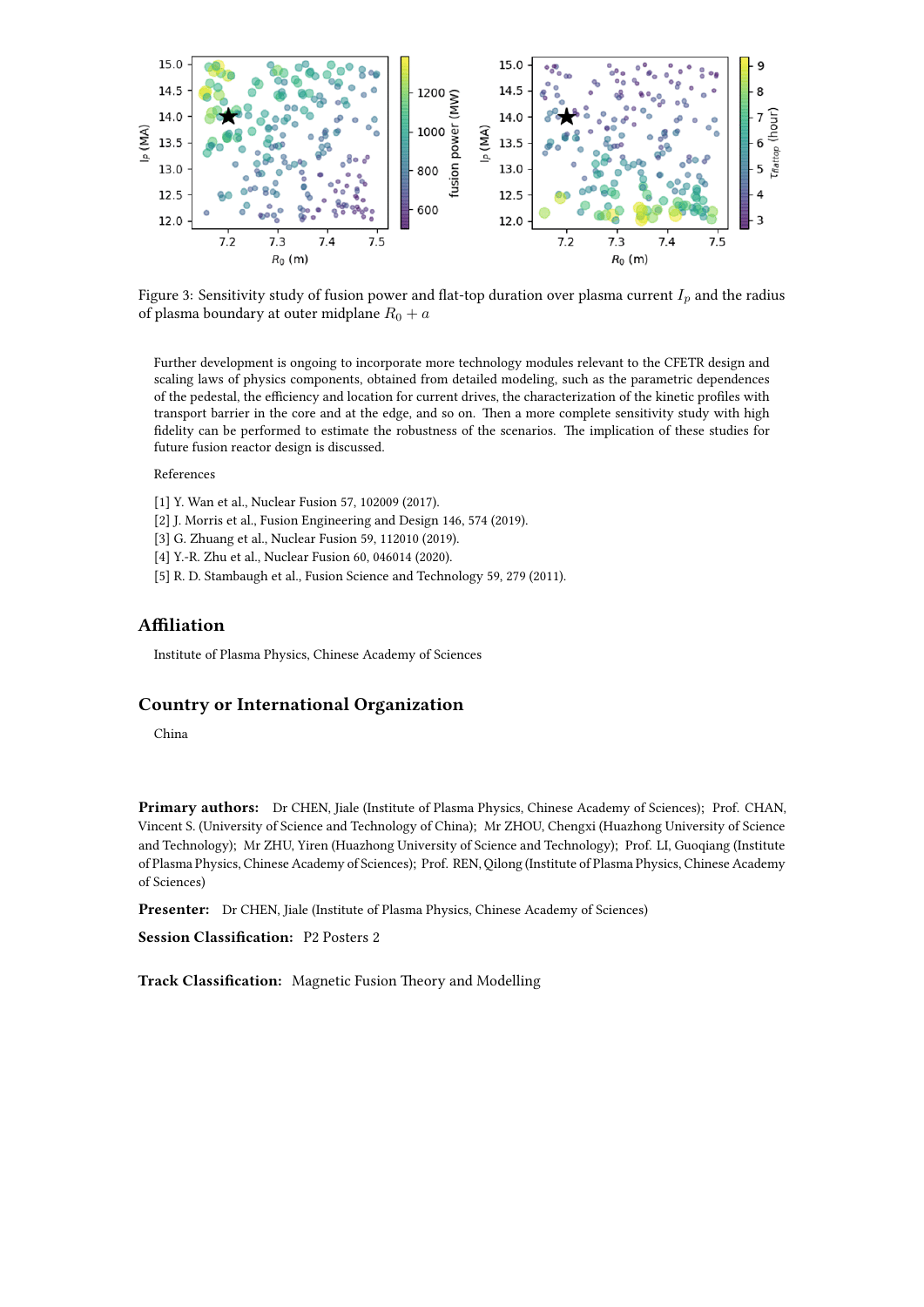$I_p$ (MA)

15.0
14.5
14.0
13.5
13.0
12.5
12.0

7.2 7.3 7.4 7.5

$R_0$ (m)

fusion power (MW)

1200
1000
800
600

$I_p$ (MA)

15.0
14.5
14.0
13.5
13.0
12.5
12.0

7.2 7.3 7.4 7.5

$R_0$ (m)

$T_{flattop}$ (hour)

9
8
7
6
5
4
3

Figure 3: Sensitivity study of fusion power and flat-top duration over plasma current $I_p$ and the radius of plasma boundary at outer midplane $R_0 + a$

Further development is ongoing to incorporate more technology modules relevant to the CFETR design and scaling laws of physics components, obtained from detailed modeling, such as the parametric dependences of the pedestal, the efficiency and location for current drives, the characterization of the kinetic profiles with transport barrier in the core and at the edge, and so on. Then a more complete sensitivity study with high fidelity can be performed to estimate the robustness of the scenarios. The implication of these studies for future fusion reactor design is discussed.

References

[1] Y. Wan et al., Nuclear Fusion 57, 102009 (2017).
[2] J. Morris et al., Fusion Engineering and Design 146, 574 (2019).
[3] G. Zhuang et al., Nuclear Fusion 59, 112010 (2019).
[4] Y.-R. Zhu et al., Nuclear Fusion 60, 046014 (2020).
[5] R. D. Stambaugh et al., Fusion Science and Technology 59, 279 (2011).

## Affiliation

Institute of Plasma Physics, Chinese Academy of Sciences

## Country or International Organization

China

**Primary authors:** Dr CHEN, Jiale (Institute of Plasma Physics, Chinese Academy of Sciences); Prof. CHAN, Vincent S. (University of Science and Technology of China); Mr ZHOU, Chengxi (Huazhong University of Science and Technology); Mr ZHU, Yiren (Huazhong University of Science and Technology); Prof. LI, Guoqiang (Institute of Plasma Physics, Chinese Academy of Sciences); Prof. REN, Qilong (Institute of Plasma Physics, Chinese Academy of Sciences)

**Presenter:** Dr CHEN, Jiale (Institute of Plasma Physics, Chinese Academy of Sciences)

**Session Classification:** P2 Posters 2

**Track Classification:** Magnetic Fusion Theory and Modelling